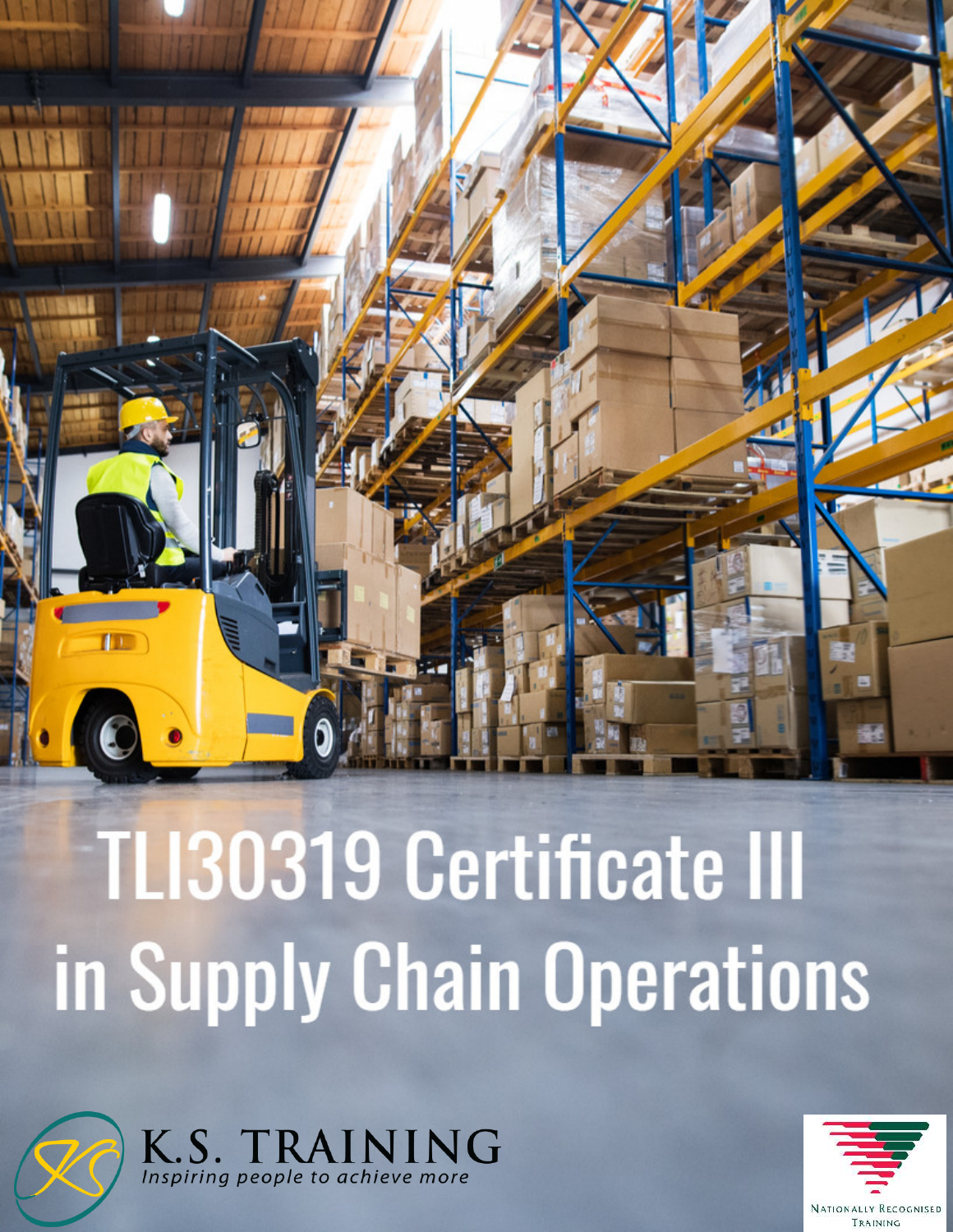# TLI30319 Certificate III in Supply Chain Operations

K.S. TRAINING

*Inspiring people to achieve more*

Nationally Recognised Training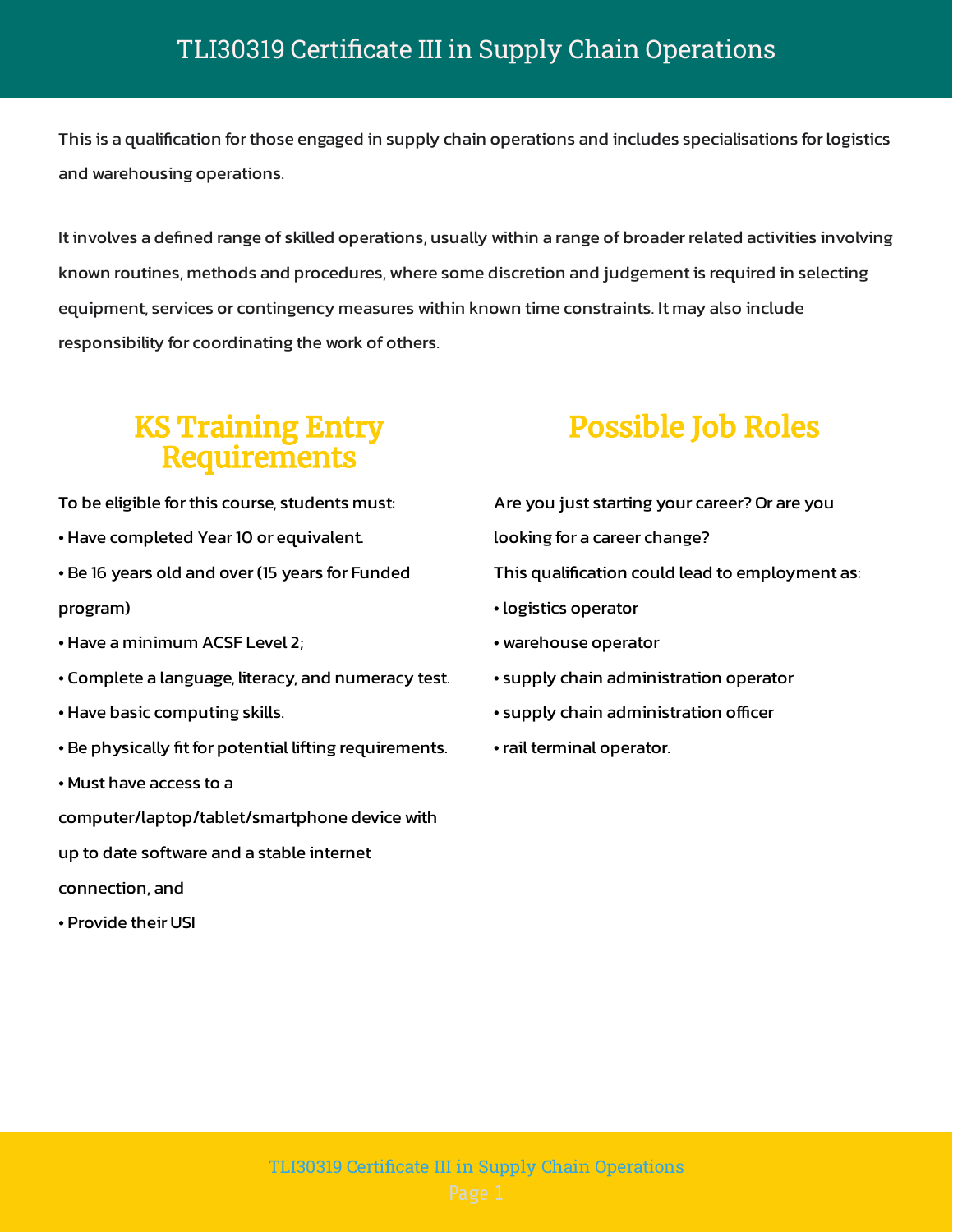# TLI30319 Certificate III in Supply Chain Operations

This is a qualification for those engaged in supply chain operations and includes specialisations for logistics and warehousing operations.

It involves a defined range of skilled operations, usually within a range of broader related activities involving known routines, methods and procedures, where some discretion and judgement is required in selecting equipment, services or contingency measures within known time constraints. It may also include responsibility for coordinating the work of others.

## KS Training Entry Requirements

To be eligible for this course, students must:

- Have completed Year 10 or equivalent.
- Be 16 years old and over (15 years for Funded program)
- Have a minimum ACSF Level 2;
- Complete a language, literacy, and numeracy test.
- Have basic computing skills.
- Be physically fit for potential lifting requirements.
- Must have access to a computer/laptop/tablet/smartphone device with up to date software and a stable internet connection, and
- Provide their USI

## Possible Job Roles

Are you just starting your career? Or are you looking for a career change?

This qualification could lead to employment as:

- logistics operator
- warehouse operator
- supply chain administration operator
- supply chain administration officer
- rail terminal operator.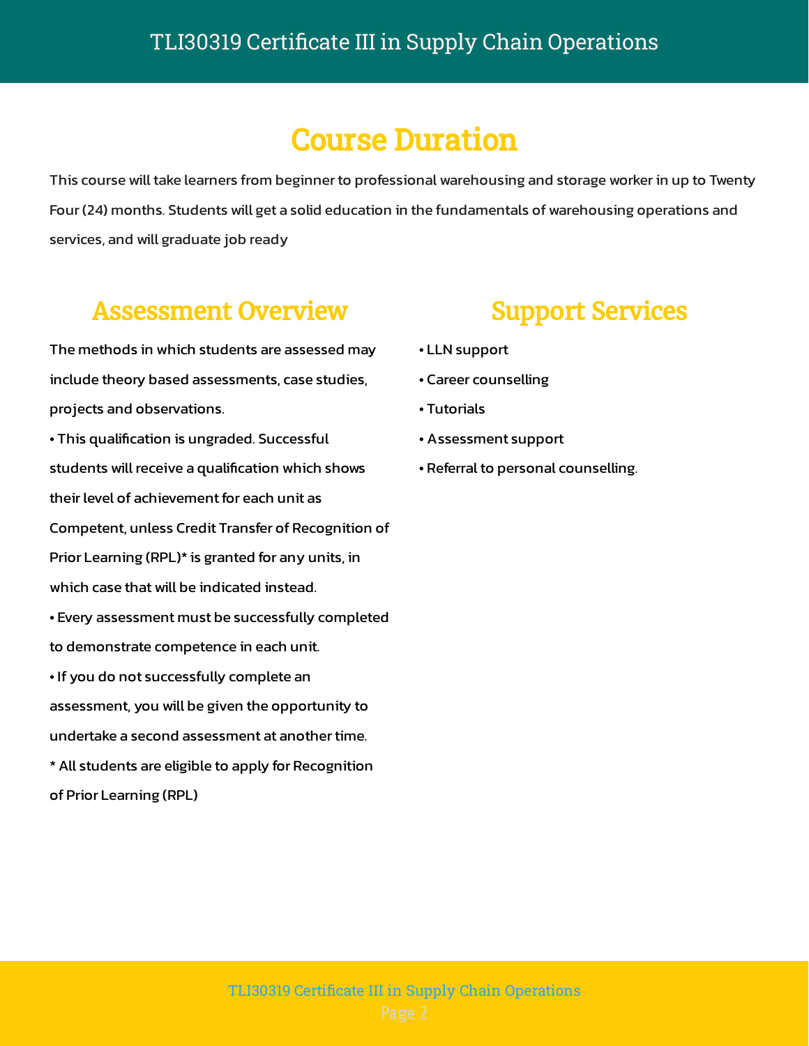## Course Duration

This course will take learners from beginner to professional warehousing and storage worker in up to Twenty Four (24) months. Students will get a solid education in the fundamentals of warehousing operations and services, and will graduate job ready

## Assessment Overview

The methods in which students are assessed may include theory based assessments, case studies, projects and observations.

- This qualification is ungraded. Successful students will receive a qualification which shows their level of achievement for each unit as Competent, unless Credit Transfer of Recognition of Prior Learning (RPL)* is granted for any units, in which case that will be indicated instead.
- Every assessment must be successfully completed to demonstrate competence in each unit.
- If you do not successfully complete an assessment, you will be given the opportunity to undertake a second assessment at another time.

* All students are eligible to apply for Recognition of Prior Learning (RPL)

## Support Services

- LLN support
- Career counselling
- Tutorials
- Assessment support
- Referral to personal counselling.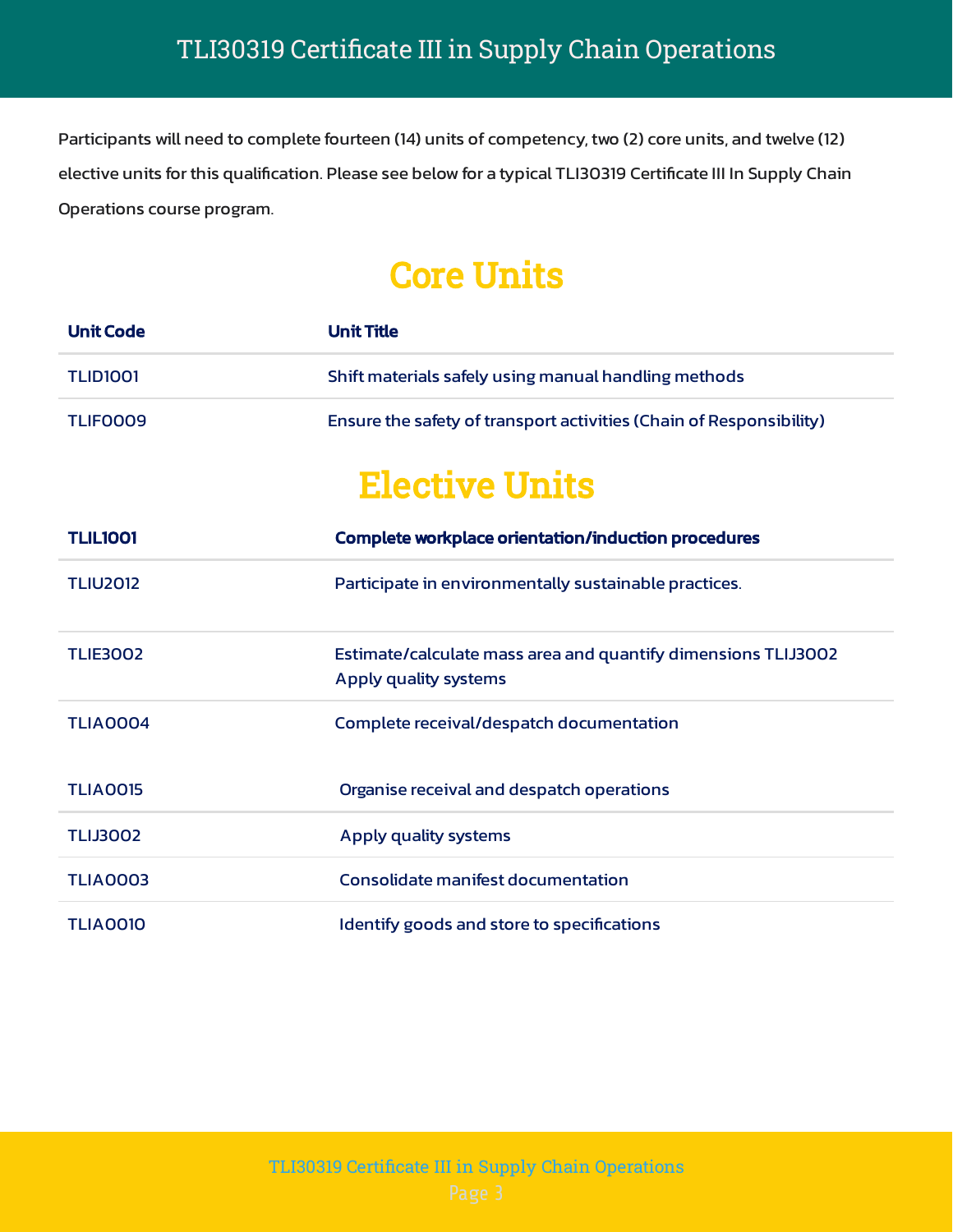# TLI30319 Certificate III in Supply Chain Operations

Participants will need to complete fourteen (14) units of competency, two (2) core units, and twelve (12) elective units for this qualification. Please see below for a typical TLI30319 Certificate III In Supply Chain Operations course program.

## Core Units

| Unit Code | Unit Title |
|---|---|
| TLID1001 | Shift materials safely using manual handling methods |
| TLIF0009 | Ensure the safety of transport activities (Chain of Responsibility) |

## Elective Units

| TLIL1001 | Complete workplace orientation/induction procedures |
|---|---|
| TLIU2012 | Participate in environmentally sustainable practices. |
| TLIE3002 | Estimate/calculate mass area and quantify dimensions TLIJ3002 Apply quality systems |
| TLIA0004 | Complete receival/despatch documentation |
| TLIA0015 | Organise receival and despatch operations |
| TLIJ3002 | Apply quality systems |
| TLIA0003 | Consolidate manifest documentation |
| TLIA0010 | Identify goods and store to specifications |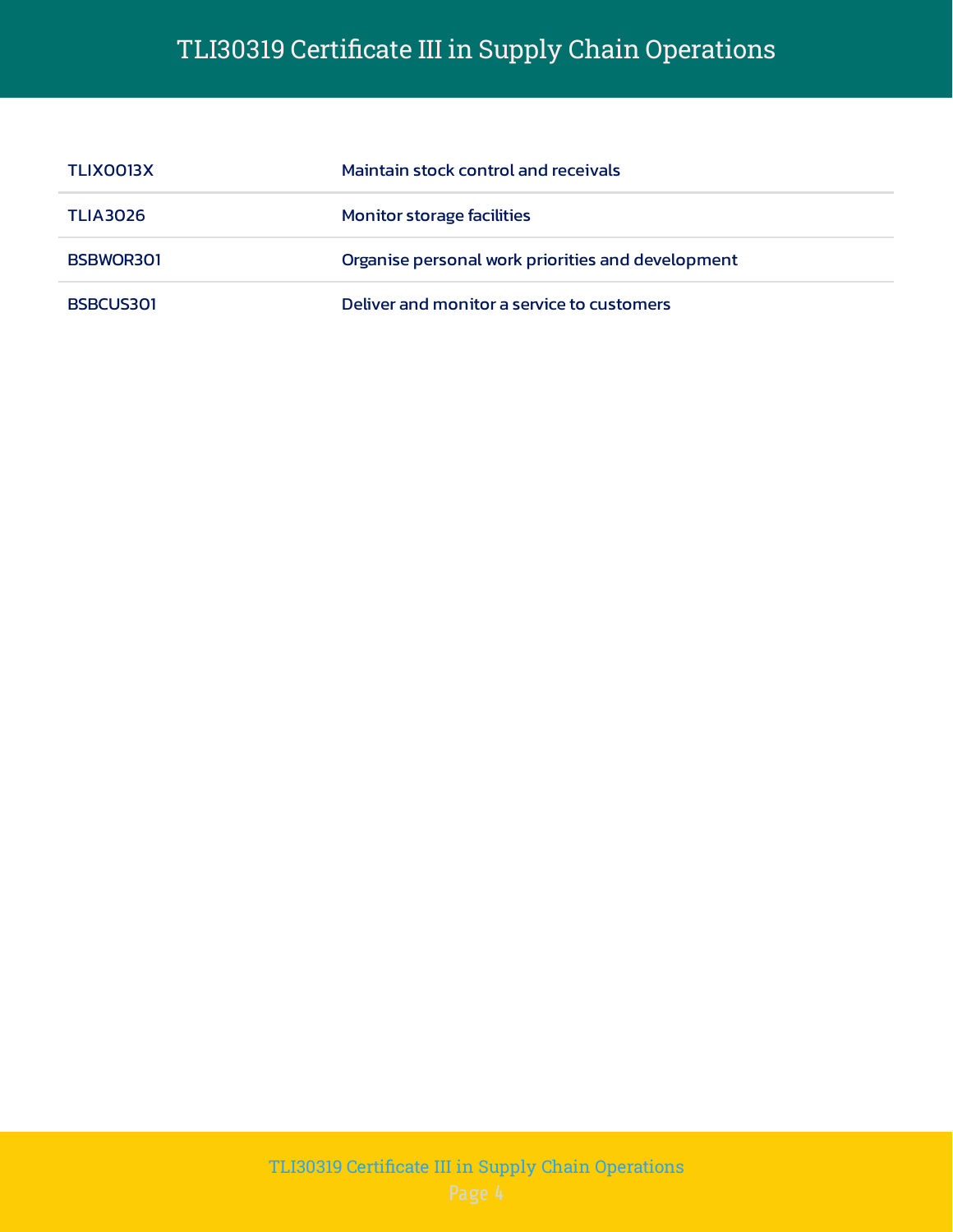| | |
|---|---|
| TLIX0013X | Maintain stock control and receivals |
| TLIA3026 | Monitor storage facilities |
| BSBWOR301 | Organise personal work priorities and development |
| BSBCUS301 | Deliver and monitor a service to customers |